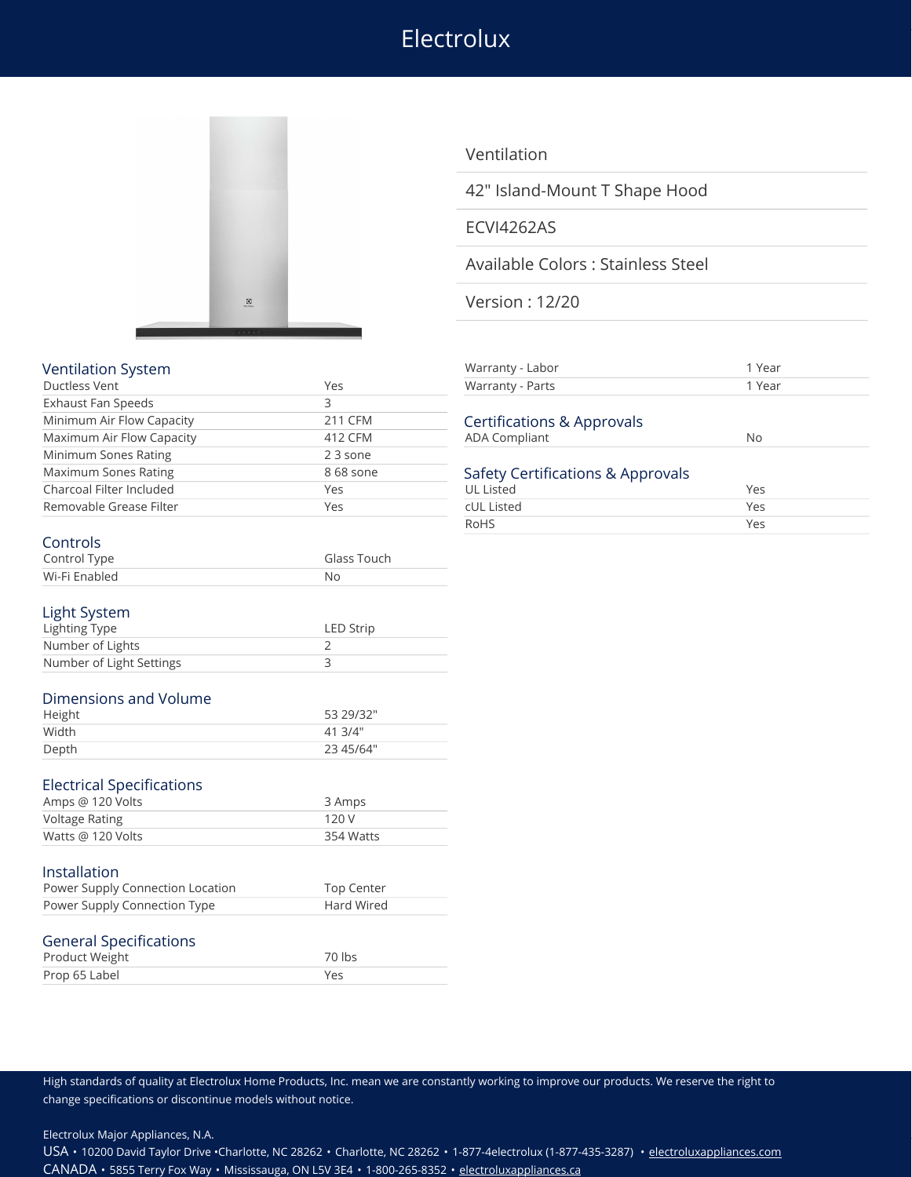# Electrolux

## Ventilation

42" Island-Mount T Shape Hood

ECVI4262AS

Available Colors : Stainless Steel

Version : 12/20

### Ventilation System

| | |
|---|---|
| Ductless Vent | Yes |
| Exhaust Fan Speeds | 3 |
| Minimum Air Flow Capacity | 211 CFM |
| Maximum Air Flow Capacity | 412 CFM |
| Minimum Sones Rating | 2 3 sone |
| Maximum Sones Rating | 8 68 sone |
| Charcoal Filter Included | Yes |
| Removable Grease Filter | Yes |

### Controls

| | |
|---|---|
| Control Type | Glass Touch |
| Wi-Fi Enabled | No |

### Light System

| | |
|---|---|
| Lighting Type | LED Strip |
| Number of Lights | 2 |
| Number of Light Settings | 3 |

### Dimensions and Volume

| | |
|---|---|
| Height | 53 29/32" |
| Width | 41 3/4" |
| Depth | 23 45/64" |

### Electrical Specifications

| | |
|---|---|
| Amps @ 120 Volts | 3 Amps |
| Voltage Rating | 120 V |
| Watts @ 120 Volts | 354 Watts |

### Installation

| | |
|---|---|
| Power Supply Connection Location | Top Center |
| Power Supply Connection Type | Hard Wired |

### General Specifications

| | |
|---|---|
| Product Weight | 70 lbs |
| Prop 65 Label | Yes |

| | |
|---|---|
| Warranty - Labor | 1 Year |
| Warranty - Parts | 1 Year |

### Certifications & Approvals

| | |
|---|---|
| ADA Compliant | No |

### Safety Certifications & Approvals

| | |
|---|---|
| UL Listed | Yes |
| cUL Listed | Yes |
| RoHS | Yes |

High standards of quality at Electrolux Home Products, Inc. mean we are constantly working to improve our products. We reserve the right to change specifications or discontinue models without notice.

Electrolux Major Appliances, N.A.

USA • 10200 David Taylor Drive •Charlotte, NC 28262 • Charlotte, NC 28262 • 1-877-4electrolux (1-877-435-3287) • electroluxappliances.com

CANADA • 5855 Terry Fox Way • Mississauga, ON L5V 3E4 • 1-800-265-8352 • electroluxappliances.ca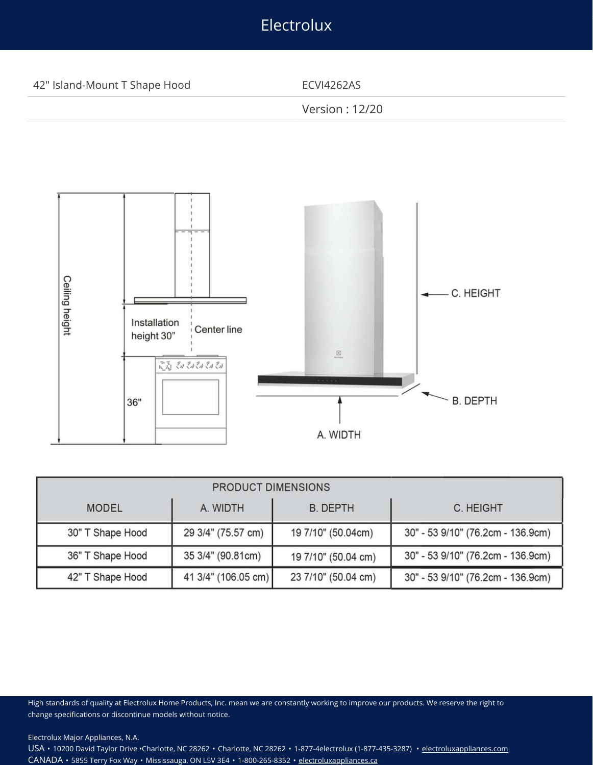Electrolux

| 42" Island-Mount T Shape Hood | ECVI4262AS |
| --- | --- |
| | Version : 12/20 |

Ceiling height

Installation height 30"

Center line

36"

C. HEIGHT

B. DEPTH

A. WIDTH

| PRODUCT DIMENSIONS | | | |
| --- | --- | --- | --- |
| MODEL | A. WIDTH | B. DEPTH | C. HEIGHT |
| 30" T Shape Hood | 29 3/4" (75.57 cm) | 19 7/10" (50.04cm) | 30" - 53 9/10" (76.2cm - 136.9cm) |
| 36" T Shape Hood | 35 3/4" (90.81cm) | 19 7/10" (50.04 cm) | 30" - 53 9/10" (76.2cm - 136.9cm) |
| 42" T Shape Hood | 41 3/4" (106.05 cm) | 23 7/10" (50.04 cm) | 30" - 53 9/10" (76.2cm - 136.9cm) |

High standards of quality at Electrolux Home Products, Inc. mean we are constantly working to improve our products. We reserve the right to change specifications or discontinue models without notice.

Electrolux Major Appliances, N.A.

USA • 10200 David Taylor Drive •Charlotte, NC 28262 • Charlotte, NC 28262 • 1-877-4electrolux (1-877-435-3287) • electroluxappliances.com

CANADA • 5855 Terry Fox Way • Mississauga, ON L5V 3E4 • 1-800-265-8352 • electroluxappliances.ca